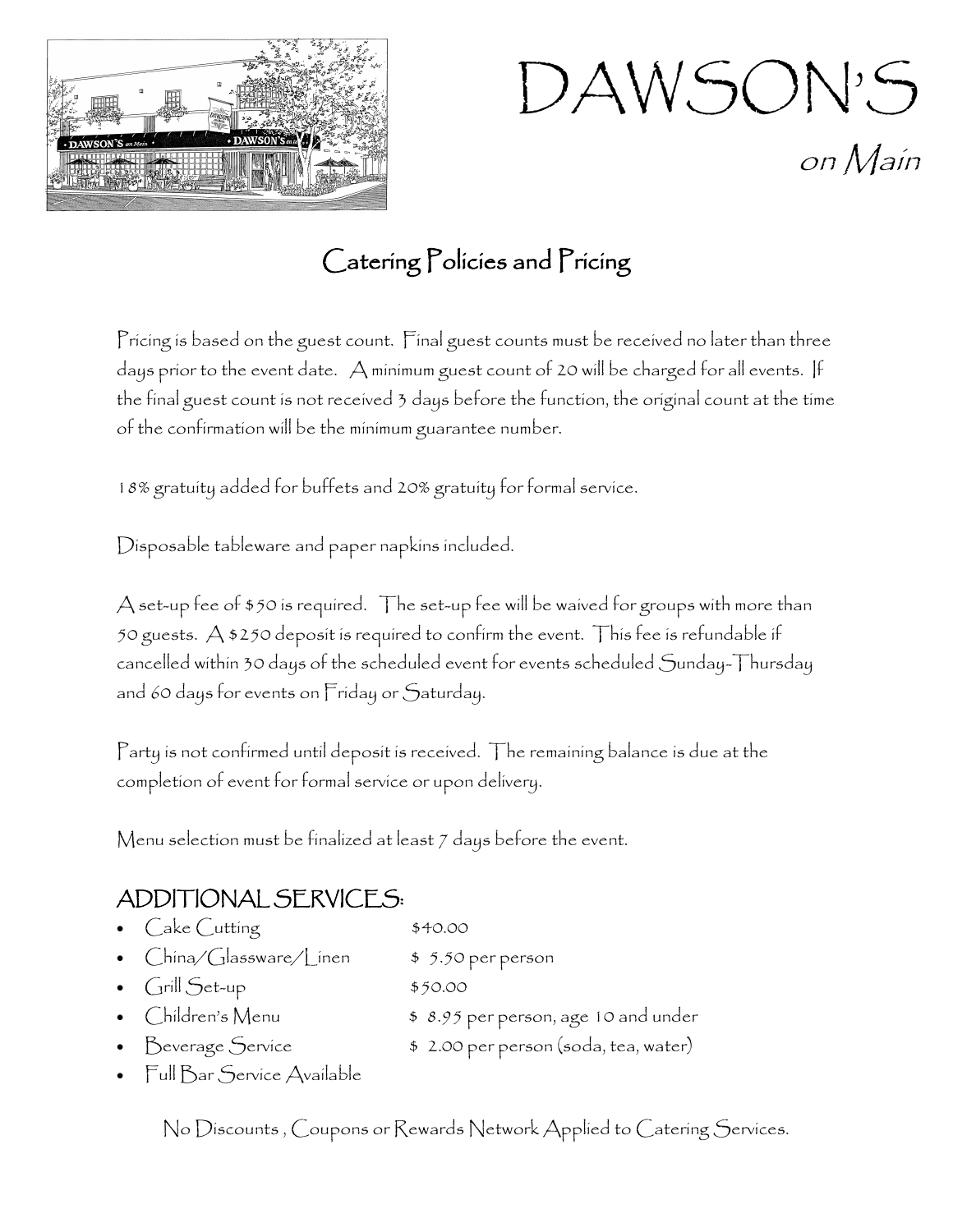# DAWSON'S

*on Main*

## Catering Policies and Pricing

Pricing is based on the guest count. Final guest counts must be received no later than three days prior to the event date. A minimum guest count of 20 will be charged for all events. If the final guest count is not received 3 days before the function, the original count at the time of the confirmation will be the minimum guarantee number.

18% gratuity added for buffets and 20% gratuity for formal service.

Disposable tableware and paper napkins included.

A set-up fee of $50 is required. The set-up fee will be waived for groups with more than 50 guests. A $250 deposit is required to confirm the event. This fee is refundable if cancelled within 30 days of the scheduled event for events scheduled Sunday-Thursday and 60 days for events on Friday or Saturday.

Party is not confirmed until deposit is received. The remaining balance is due at the completion of event for formal service or upon delivery.

Menu selection must be finalized at least 7 days before the event.

### ADDITIONAL SERVICES:

- Cake Cutting — $40.00
- China/Glassware/Linen — $ 5.50 per person
- Grill Set-up — $50.00
- Children's Menu — $ 8.95 per person, age 10 and under
- Beverage Service — $ 2.00 per person (soda, tea, water)
- Full Bar Service Available

No Discounts , Coupons or Rewards Network Applied to Catering Services.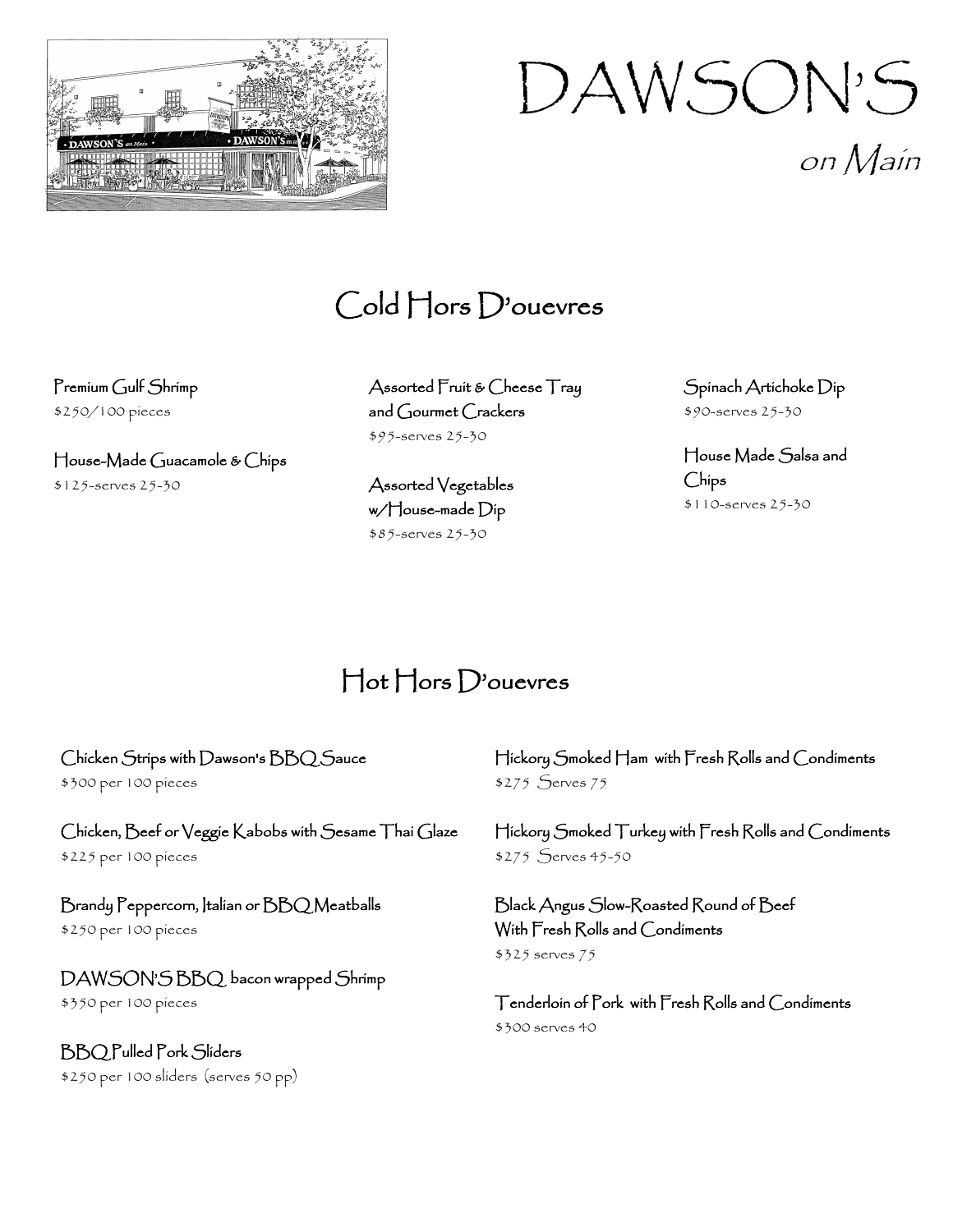# DAWSON'S

*on Main*

## Cold Hors D'ouevres

Premium Gulf Shrimp
$250/100 pieces

House-Made Guacamole & Chips
$125-serves 25-30

Assorted Fruit & Cheese Tray and Gourmet Crackers
$95-serves 25-30

Assorted Vegetables w/House-made Dip
$85-serves 25-30

Spinach Artichoke Dip
$90-serves 25-30

House Made Salsa and Chips
$110-serves 25-30

## Hot Hors D'ouevres

Chicken Strips with Dawson's BBQ Sauce
$300 per 100 pieces

Chicken, Beef or Veggie Kabobs with Sesame Thai Glaze
$225 per 100 pieces

Brandy Peppercorn, Italian or BBQ Meatballs
$250 per 100 pieces

DAWSON'S BBQ bacon wrapped Shrimp
$350 per 100 pieces

BBQ Pulled Pork Sliders
$250 per 100 sliders (serves 50 pp)

Hickory Smoked Ham with Fresh Rolls and Condiments
$275 Serves 75

Hickory Smoked Turkey with Fresh Rolls and Condiments
$275 Serves 45-50

Black Angus Slow-Roasted Round of Beef With Fresh Rolls and Condiments
$325 serves 75

Tenderloin of Pork with Fresh Rolls and Condiments
$300 serves 40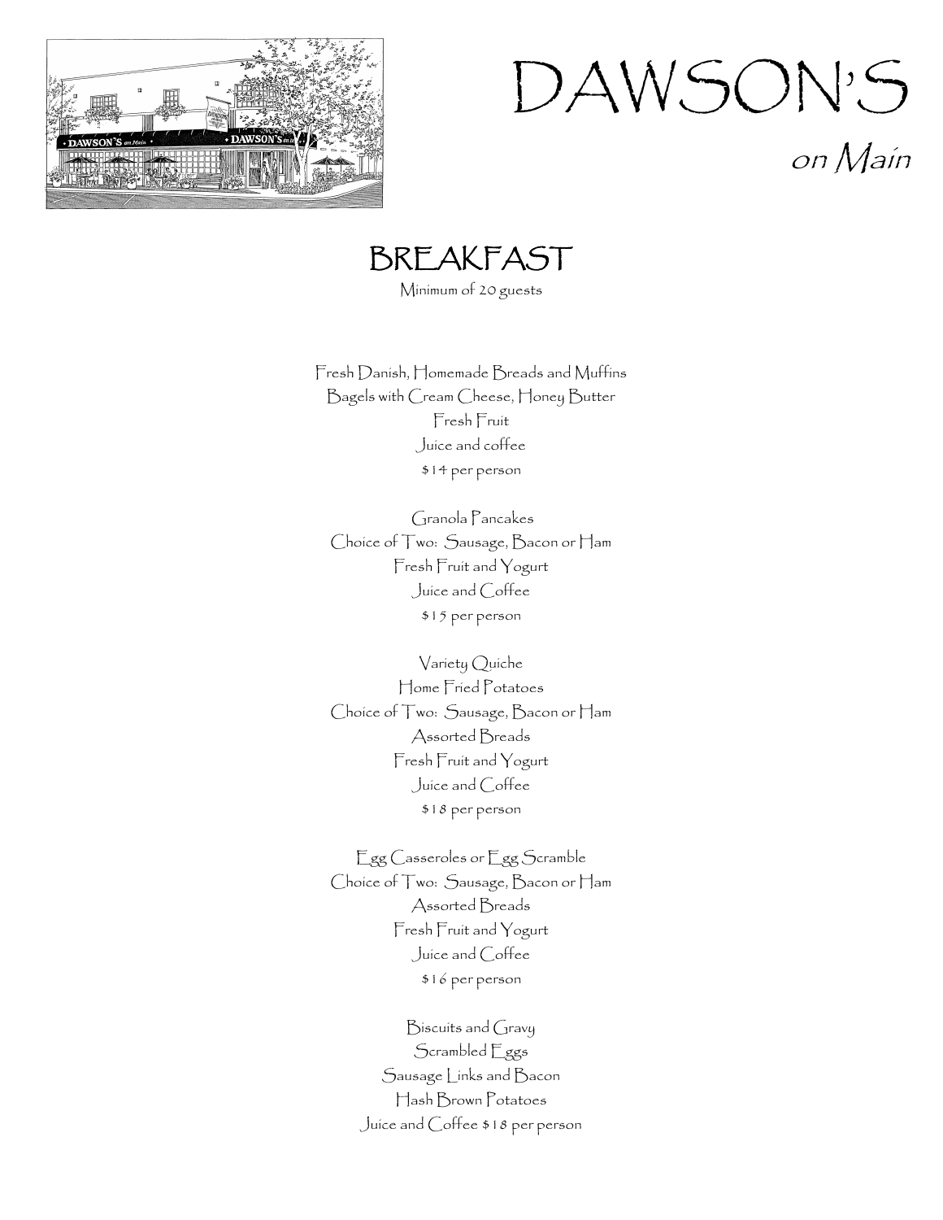# DAWSON'S

*on Main*

## BREAKFAST

Minimum of 20 guests

Fresh Danish, Homemade Breads and Muffins
Bagels with Cream Cheese, Honey Butter
Fresh Fruit
Juice and coffee
$14 per person

Granola Pancakes
Choice of Two: Sausage, Bacon or Ham
Fresh Fruit and Yogurt
Juice and Coffee
$15 per person

Variety Quiche
Home Fried Potatoes
Choice of Two: Sausage, Bacon or Ham
Assorted Breads
Fresh Fruit and Yogurt
Juice and Coffee
$18 per person

Egg Casseroles or Egg Scramble
Choice of Two: Sausage, Bacon or Ham
Assorted Breads
Fresh Fruit and Yogurt
Juice and Coffee
$16 per person

Biscuits and Gravy
Scrambled Eggs
Sausage Links and Bacon
Hash Brown Potatoes
Juice and Coffee $18 per person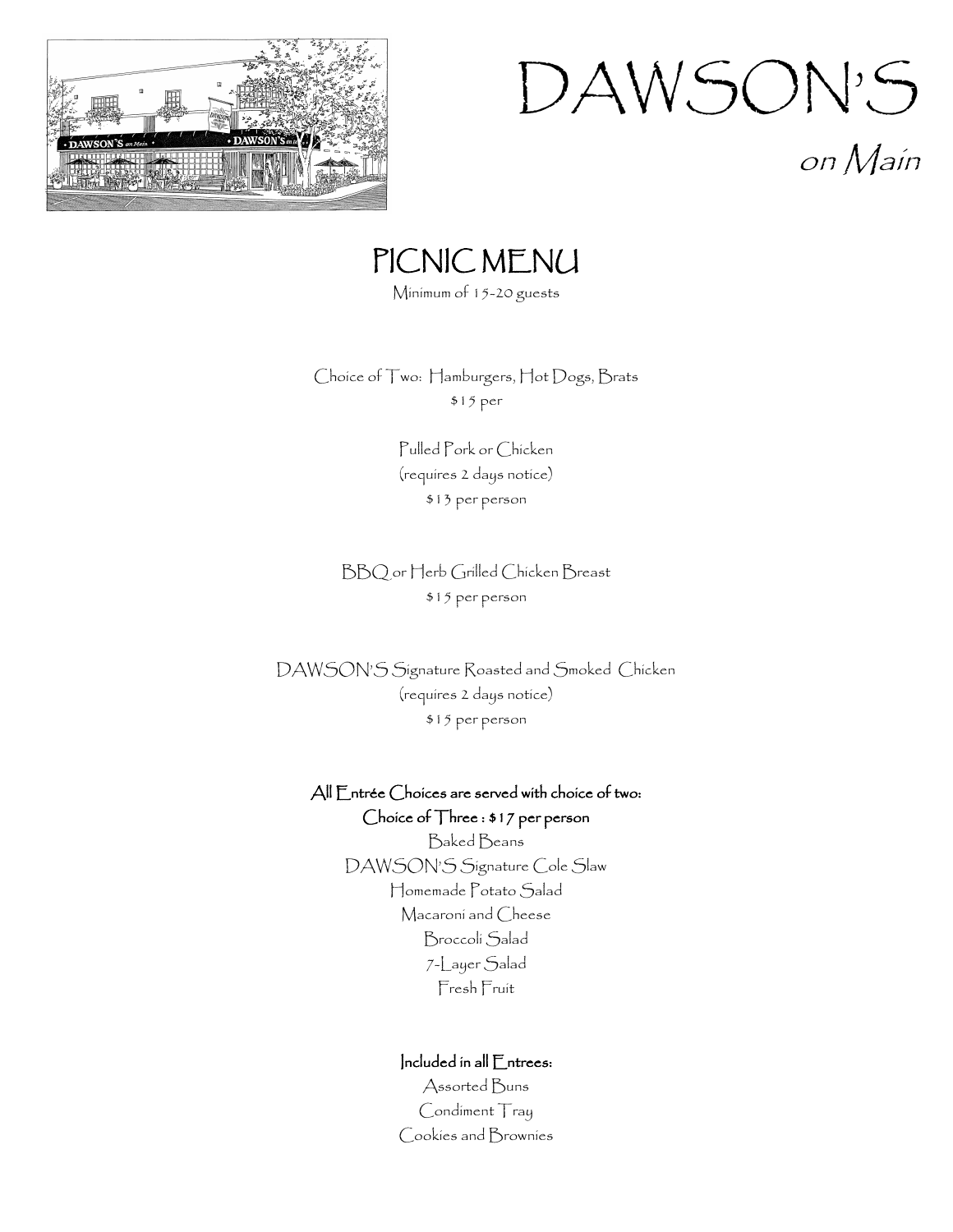# DAWSON'S

*on Main*

## PICNIC MENU

Minimum of 15-20 guests

Choice of Two: Hamburgers, Hot Dogs, Brats

$15 per

Pulled Pork or Chicken

(requires 2 days notice)

$13 per person

BBQ or Herb Grilled Chicken Breast

$15 per person

DAWSON'S Signature Roasted and Smoked Chicken

(requires 2 days notice)

$15 per person

**All Entrée Choices are served with choice of two:**

**Choice of Three : $17 per person**

Baked Beans

DAWSON'S Signature Cole Slaw

Homemade Potato Salad

Macaroni and Cheese

Broccoli Salad

7-Layer Salad

Fresh Fruit

**Included in all Entrees:**

Assorted Buns

Condiment Tray

Cookies and Brownies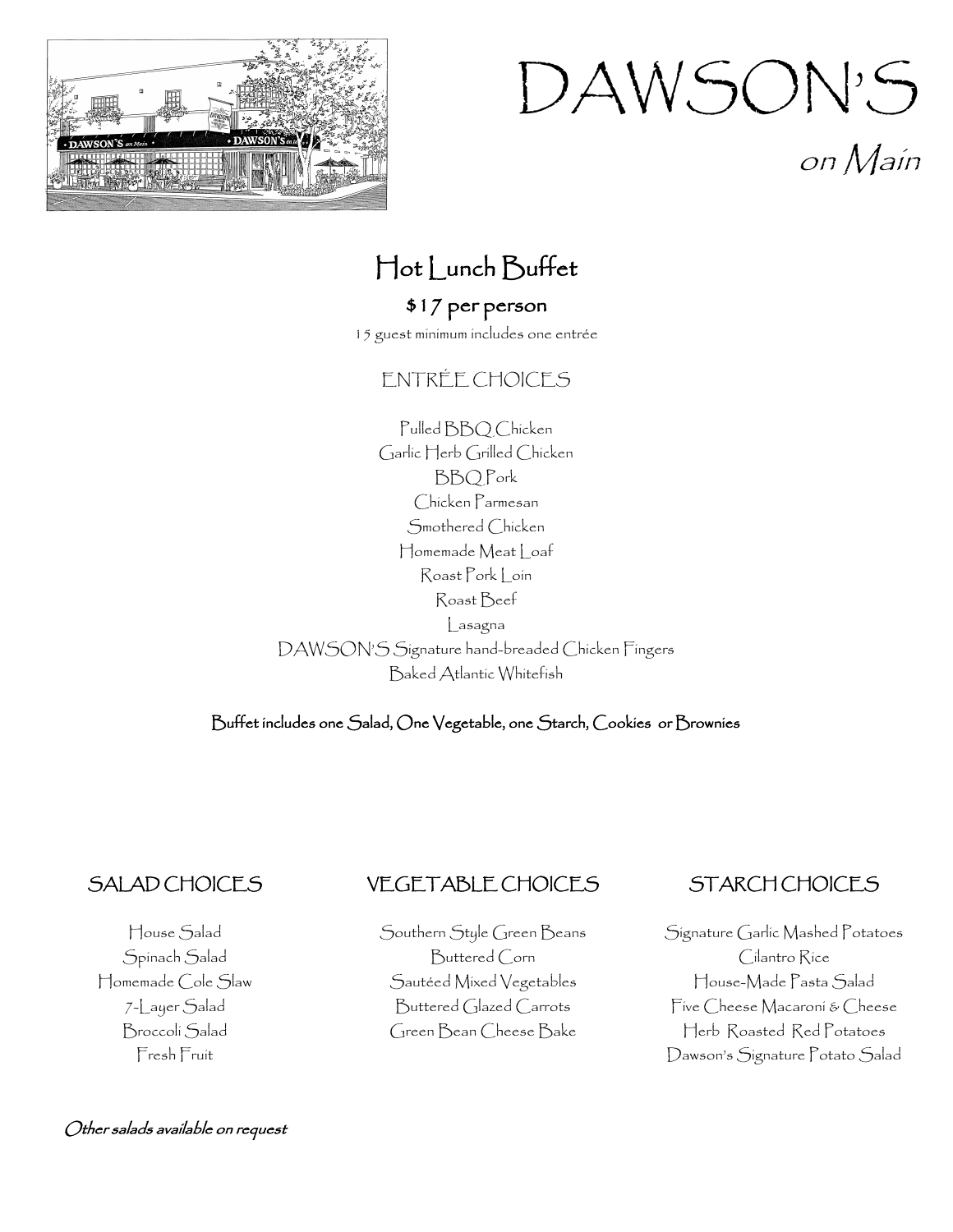# DAWSON'S

*on Main*

## Hot Lunch Buffet

**$17 per person**

15 guest minimum includes one entrée

### ENTRÉE CHOICES

Pulled BBQ Chicken
Garlic Herb Grilled Chicken
BBQ Pork
Chicken Parmesan
Smothered Chicken
Homemade Meat Loaf
Roast Pork Loin
Roast Beef
Lasagna
DAWSON'S Signature hand-breaded Chicken Fingers
Baked Atlantic Whitefish

**Buffet includes one Salad, One Vegetable, one Starch, Cookies or Brownies**

### SALAD CHOICES

House Salad
Spinach Salad
Homemade Cole Slaw
7-Layer Salad
Broccoli Salad
Fresh Fruit

### VEGETABLE CHOICES

Southern Style Green Beans
Buttered Corn
Sautéed Mixed Vegetables
Buttered Glazed Carrots
Green Bean Cheese Bake

### STARCH CHOICES

Signature Garlic Mashed Potatoes
Cilantro Rice
House-Made Pasta Salad
Five Cheese Macaroni & Cheese
Herb Roasted Red Potatoes
Dawson's Signature Potato Salad

*Other salads available on request*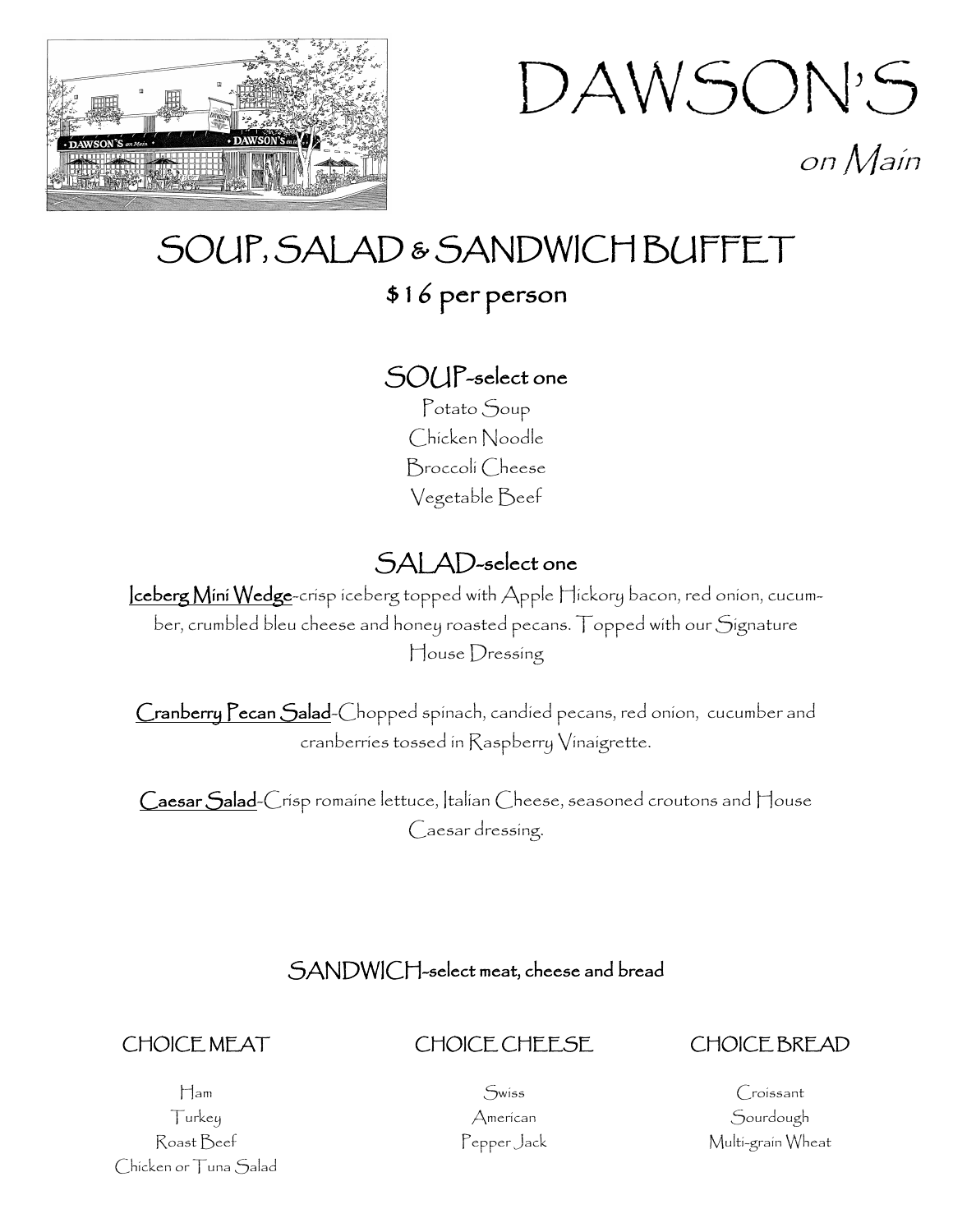# DAWSON'S

*on Main*

## SOUP, SALAD & SANDWICH BUFFET

**$16 per person**

### SOUP-select one

Potato Soup
Chicken Noodle
Broccoli Cheese
Vegetable Beef

### SALAD-select one

Iceberg Mini Wedge-crisp iceberg topped with Apple Hickory bacon, red onion, cucumber, crumbled bleu cheese and honey roasted pecans. Topped with our Signature House Dressing

Cranberry Pecan Salad-Chopped spinach, candied pecans, red onion, cucumber and cranberries tossed in Raspberry Vinaigrette.

Caesar Salad-Crisp romaine lettuce, Italian Cheese, seasoned croutons and House Caesar dressing.

### SANDWICH-select meat, cheese and bread

| CHOICE MEAT | CHOICE CHEESE | CHOICE BREAD |
|---|---|---|
| Ham | Swiss | Croissant |
| Turkey | American | Sourdough |
| Roast Beef | Pepper Jack | Multi-grain Wheat |
| Chicken or Tuna Salad | | |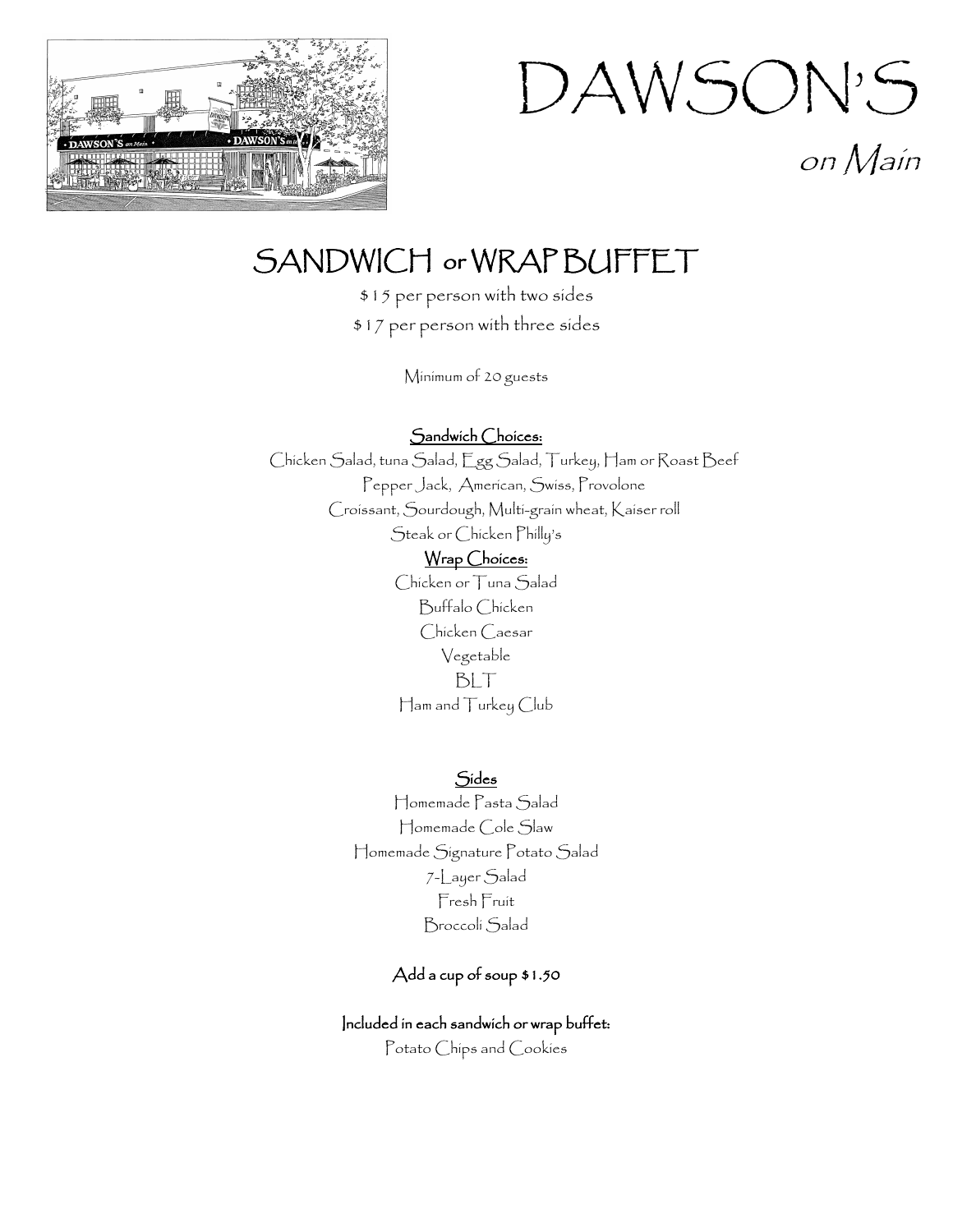# DAWSON'S
*on Main*

## SANDWICH or WRAP BUFFET

$15 per person with two sides

$17 per person with three sides

Minimum of 20 guests

**Sandwich Choices:**

Chicken Salad, tuna Salad, Egg Salad, Turkey, Ham or Roast Beef

Pepper Jack, American, Swiss, Provolone

Croissant, Sourdough, Multi-grain wheat, Kaiser roll

Steak or Chicken Philly's

**Wrap Choices:**

Chicken or Tuna Salad

Buffalo Chicken

Chicken Caesar

Vegetable

BLT

Ham and Turkey Club

**Sides**

Homemade Pasta Salad

Homemade Cole Slaw

Homemade Signature Potato Salad

7-Layer Salad

Fresh Fruit

Broccoli Salad

**Add a cup of soup $1.50**

**Included in each sandwich or wrap buffet:**

Potato Chips and Cookies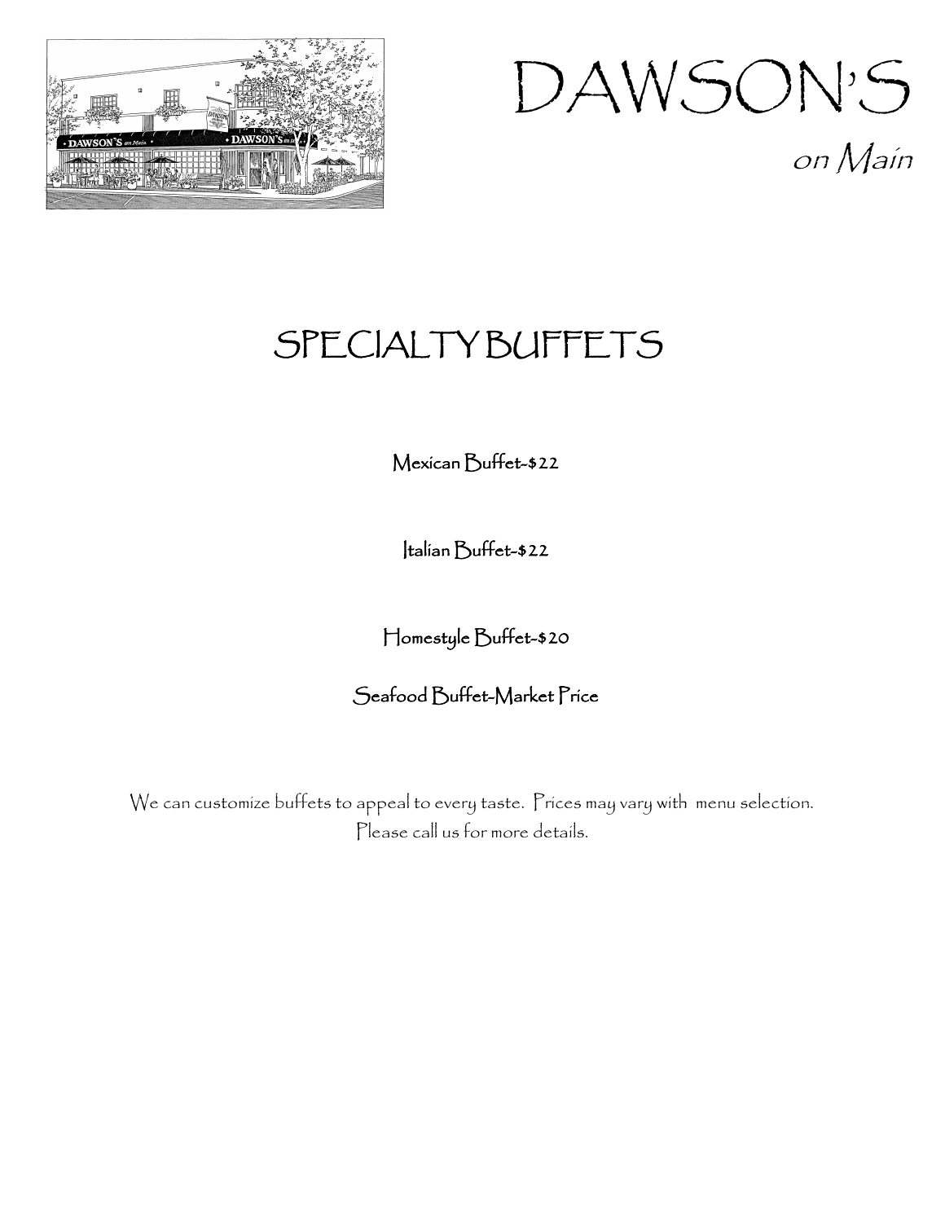# DAWSON'S

*on Main*

## SPECIALTY BUFFETS

Mexican Buffet-$22

Italian Buffet-$22

Homestyle Buffet-$20

Seafood Buffet-Market Price

We can customize buffets to appeal to every taste. Prices may vary with menu selection. Please call us for more details.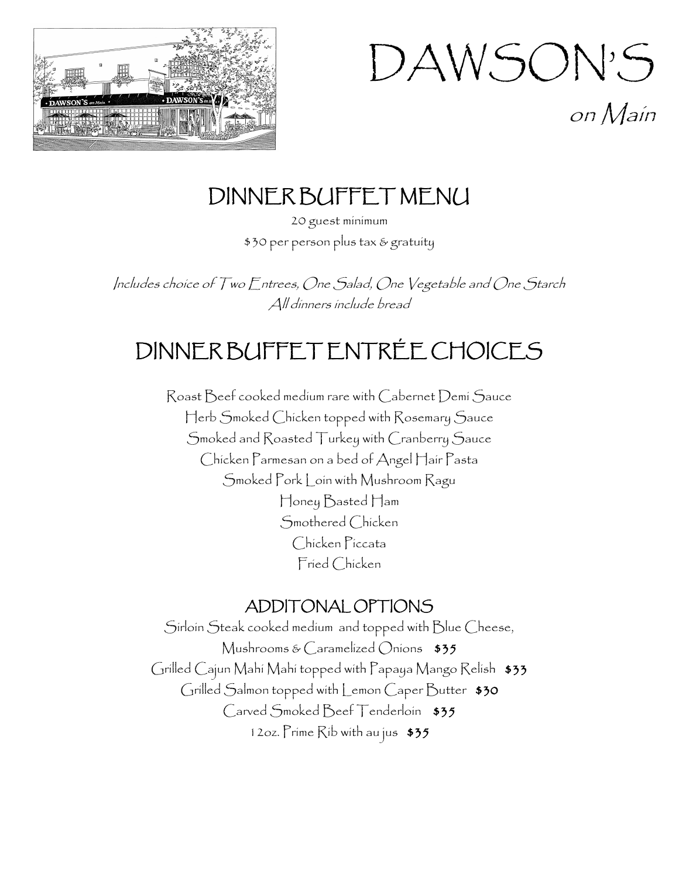# DAWSON'S

*on Main*

## DINNER BUFFET MENU

20 guest minimum

$30 per person plus tax & gratuity

*Includes choice of Two Entrees, One Salad, One Vegetable and One Starch*
*All dinners include bread*

## DINNER BUFFET ENTRÉE CHOICES

Roast Beef cooked medium rare with Cabernet Demi Sauce
Herb Smoked Chicken topped with Rosemary Sauce
Smoked and Roasted Turkey with Cranberry Sauce
Chicken Parmesan on a bed of Angel Hair Pasta
Smoked Pork Loin with Mushroom Ragu
Honey Basted Ham
Smothered Chicken
Chicken Piccata
Fried Chicken

### ADDITONAL OPTIONS

Sirloin Steak cooked medium and topped with Blue Cheese, Mushrooms & Caramelized Onions **$35**
Grilled Cajun Mahi Mahi topped with Papaya Mango Relish **$33**
Grilled Salmon topped with Lemon Caper Butter **$30**
Carved Smoked Beef Tenderloin **$35**
12oz. Prime Rib with au jus **$35**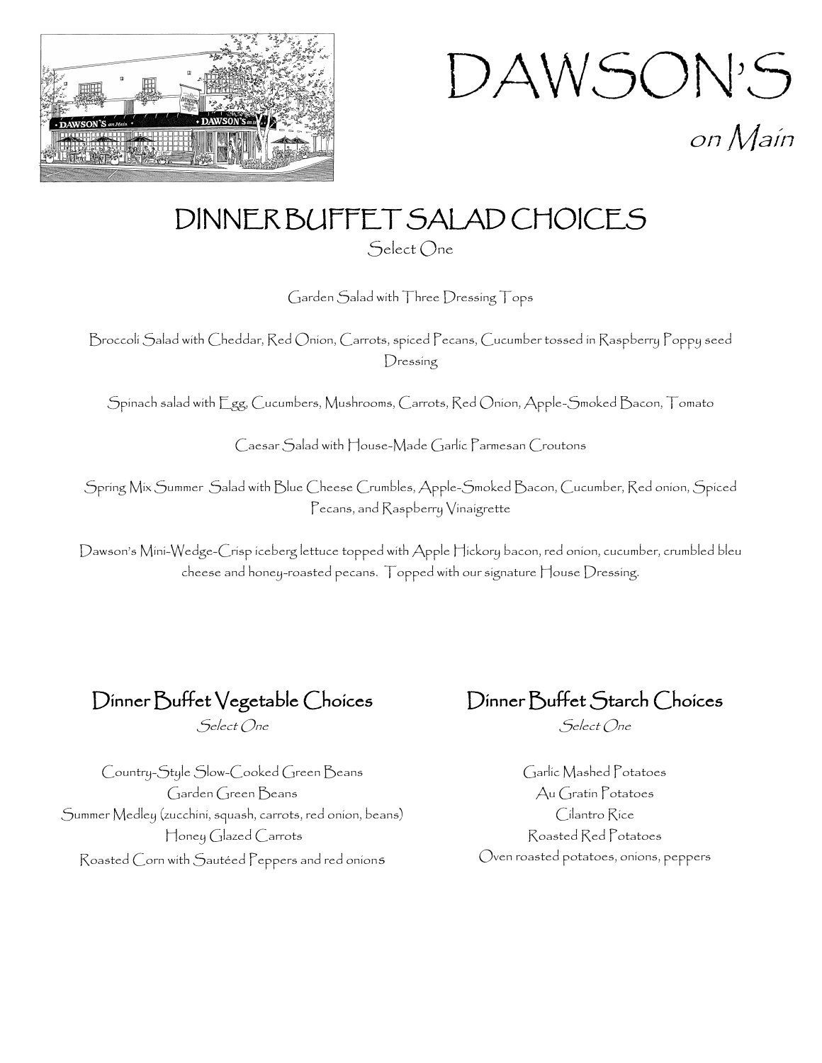# DAWSON'S

*on Main*

## DINNER BUFFET SALAD CHOICES

Select One

Garden Salad with Three Dressing Tops

Broccoli Salad with Cheddar, Red Onion, Carrots, spiced Pecans, Cucumber tossed in Raspberry Poppy seed Dressing

Spinach salad with Egg, Cucumbers, Mushrooms, Carrots, Red Onion, Apple-Smoked Bacon, Tomato

Caesar Salad with House-Made Garlic Parmesan Croutons

Spring Mix Summer Salad with Blue Cheese Crumbles, Apple-Smoked Bacon, Cucumber, Red onion, Spiced Pecans, and Raspberry Vinaigrette

Dawson's Mini-Wedge-Crisp iceberg lettuce topped with Apple Hickory bacon, red onion, cucumber, crumbled bleu cheese and honey-roasted pecans. Topped with our signature House Dressing.

## Dinner Buffet Vegetable Choices

*Select One*

Country-Style Slow-Cooked Green Beans
Garden Green Beans
Summer Medley (zucchini, squash, carrots, red onion, beans)
Honey Glazed Carrots
Roasted Corn with Sautéed Peppers and red onions

## Dinner Buffet Starch Choices

*Select One*

Garlic Mashed Potatoes
Au Gratin Potatoes
Cilantro Rice
Roasted Red Potatoes
Oven roasted potatoes, onions, peppers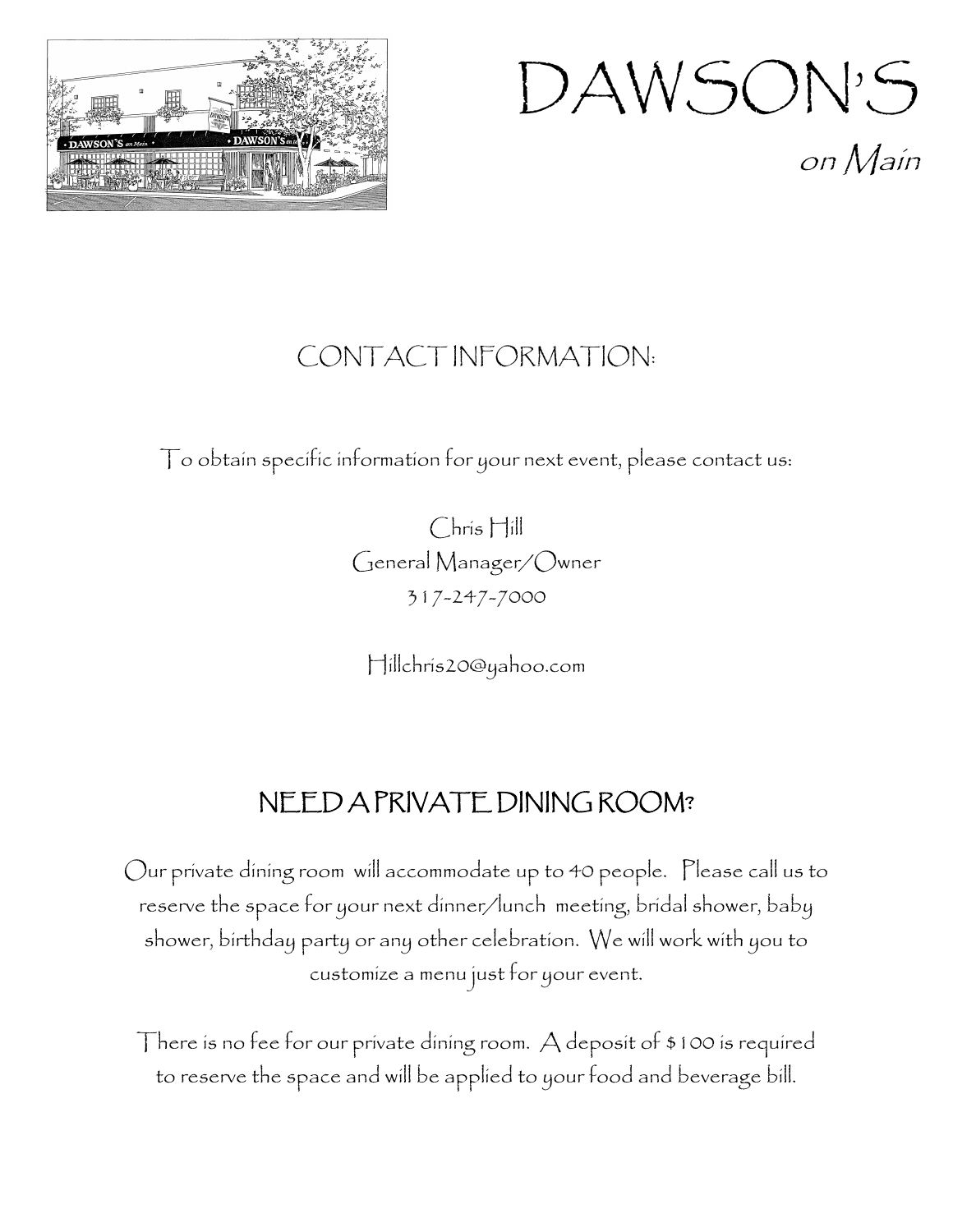# DAWSON'S

*on Main*

## CONTACT INFORMATION:

To obtain specific information for your next event, please contact us:

Chris Hill
General Manager/Owner
317-247-7000

Hillchris20@yahoo.com

## NEED A PRIVATE DINING ROOM?

Our private dining room will accommodate up to 40 people. Please call us to reserve the space for your next dinner/lunch meeting, bridal shower, baby shower, birthday party or any other celebration. We will work with you to customize a menu just for your event.

There is no fee for our private dining room. A deposit of $100 is required to reserve the space and will be applied to your food and beverage bill.